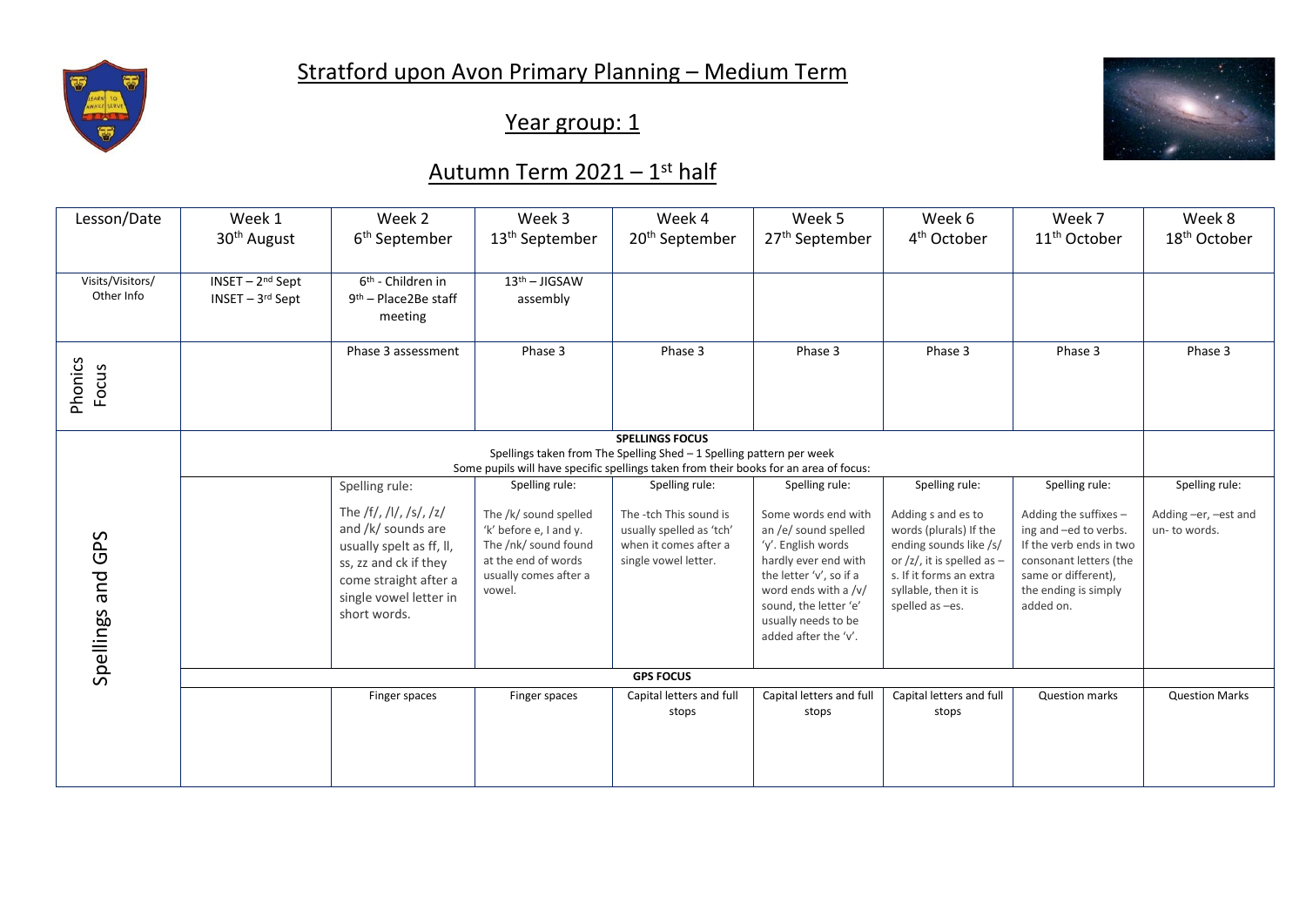# Stratford upon Avon Primary Planning – Medium Term

## Year group: 1

## Autumn Term 2021 – 1st half

| Lesson/Date | Week 1 30th August | Week 2 6th September | Week 3 13th September | Week 4 20th September | Week 5 27th September | Week 6 4th October | Week 7 11th October | Week 8 18th October |
|---|---|---|---|---|---|---|---|---|
| Visits/Visitors/ Other Info | INSET – 2nd Sept INSET – 3rd Sept | 6th - Children in 9th – Place2Be staff meeting | 13th – JIGSAW assembly | | | | | |
| Phonics Focus | | Phase 3 assessment | Phase 3 | Phase 3 | Phase 3 | Phase 3 | Phase 3 | Phase 3 |
| Spellings and GPS | **SPELLINGS FOCUS** Spellings taken from The Spelling Shed – 1 Spelling pattern per week. Some pupils will have specific spellings taken from their books for an area of focus: | | | | | | | |
| | | Spelling rule: The /f/, /l/, /s/, /z/ and /k/ sounds are usually spelt as ff, ll, ss, zz and ck if they come straight after a single vowel letter in short words. | Spelling rule: The /k/ sound spelled 'k' before e, I and y. The /nk/ sound found at the end of words usually comes after a vowel. | Spelling rule: The -tch This sound is usually spelled as 'tch' when it comes after a single vowel letter. | Spelling rule: Some words end with an /e/ sound spelled 'y'. English words hardly ever end with the letter 'v', so if a word ends with a /v/ sound, the letter 'e' usually needs to be added after the 'v'. | Spelling rule: Adding s and es to words (plurals) If the ending sounds like /s/ or /z/, it is spelled as – s. If it forms an extra syllable, then it is spelled as –es. | Spelling rule: Adding the suffixes – ing and –ed to verbs. If the verb ends in two consonant letters (the same or different), the ending is simply added on. | Spelling rule: Adding –er, –est and un- to words. |
| | **GPS FOCUS** | | | | | | | |
| | | Finger spaces | Finger spaces | Capital letters and full stops | Capital letters and full stops | Capital letters and full stops | Question marks | Question Marks |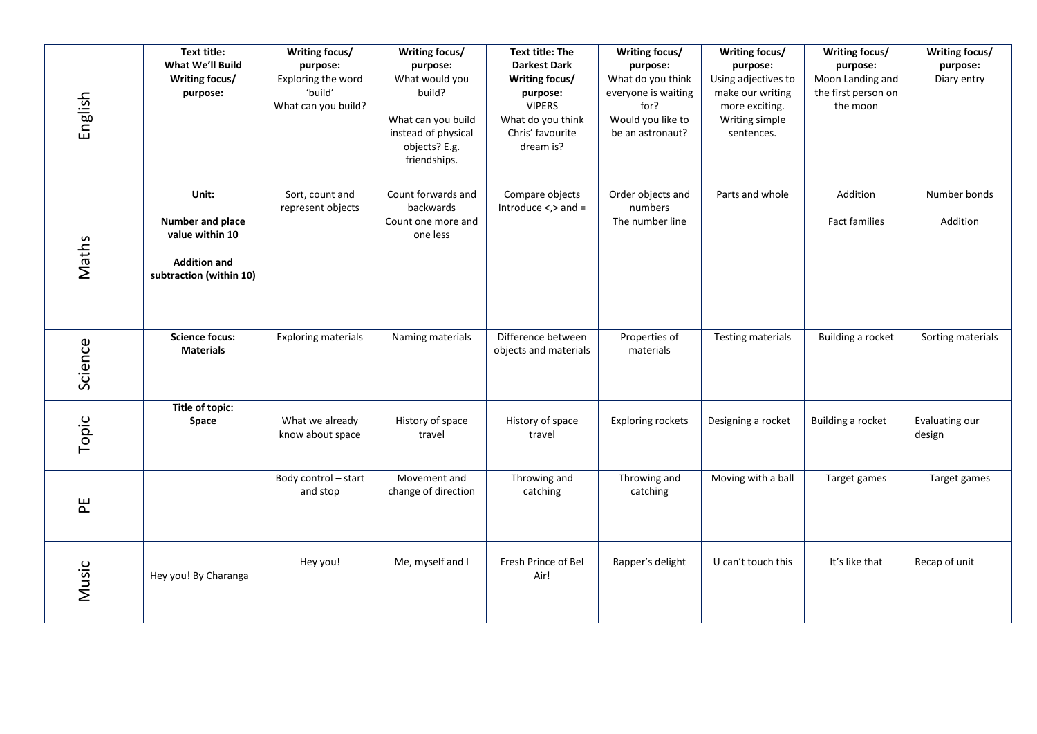| | | | | | | | | |
|---|---|---|---|---|---|---|---|---|
| English | **Text title: What We'll Build Writing focus/ purpose:** | **Writing focus/ purpose:** Exploring the word 'build' What can you build? | **Writing focus/ purpose:** What would you build? What can you build instead of physical objects? E.g. friendships. | **Text title: The Darkest Dark Writing focus/ purpose:** VIPERS What do you think Chris' favourite dream is? | **Writing focus/ purpose:** What do you think everyone is waiting for? Would you like to be an astronaut? | **Writing focus/ purpose:** Using adjectives to make our writing more exciting. Writing simple sentences. | **Writing focus/ purpose:** Moon Landing and the first person on the moon | **Writing focus/ purpose:** Diary entry |
| Maths | **Unit:** **Number and place value within 10** **Addition and subtraction (within 10)** | Sort, count and represent objects | Count forwards and backwards Count one more and one less | Compare objects Introduce <,> and = | Order objects and numbers The number line | Parts and whole | Addition Fact families | Number bonds Addition |
| Science | **Science focus: Materials** | Exploring materials | Naming materials | Difference between objects and materials | Properties of materials | Testing materials | Building a rocket | Sorting materials |
| Topic | **Title of topic: Space** | What we already know about space | History of space travel | History of space travel | Exploring rockets | Designing a rocket | Building a rocket | Evaluating our design |
| PE | | Body control – start and stop | Movement and change of direction | Throwing and catching | Throwing and catching | Moving with a ball | Target games | Target games |
| Music | Hey you! By Charanga | Hey you! | Me, myself and I | Fresh Prince of Bel Air! | Rapper's delight | U can't touch this | It's like that | Recap of unit |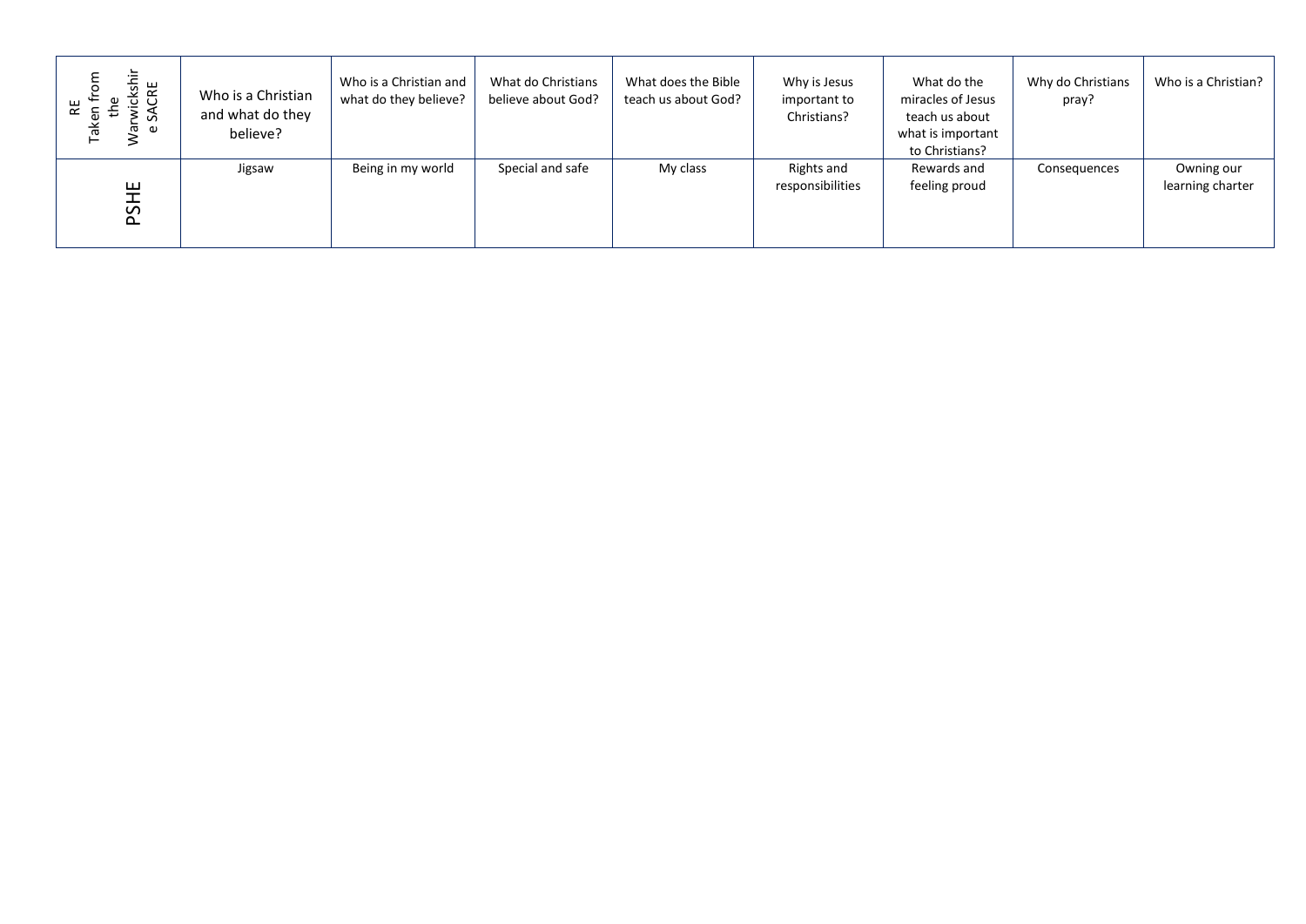| | | | | | | | | |
|---|---|---|---|---|---|---|---|---|
| RE Taken from the Warwickshire SACRE | Who is a Christian and what do they believe? | Who is a Christian and what do they believe? | What do Christians believe about God? | What does the Bible teach us about God? | Why is Jesus important to Christians? | What do the miracles of Jesus teach us about what is important to Christians? | Why do Christians pray? | Who is a Christian? |
| PSHE | Jigsaw | Being in my world | Special and safe | My class | Rights and responsibilities | Rewards and feeling proud | Consequences | Owning our learning charter |